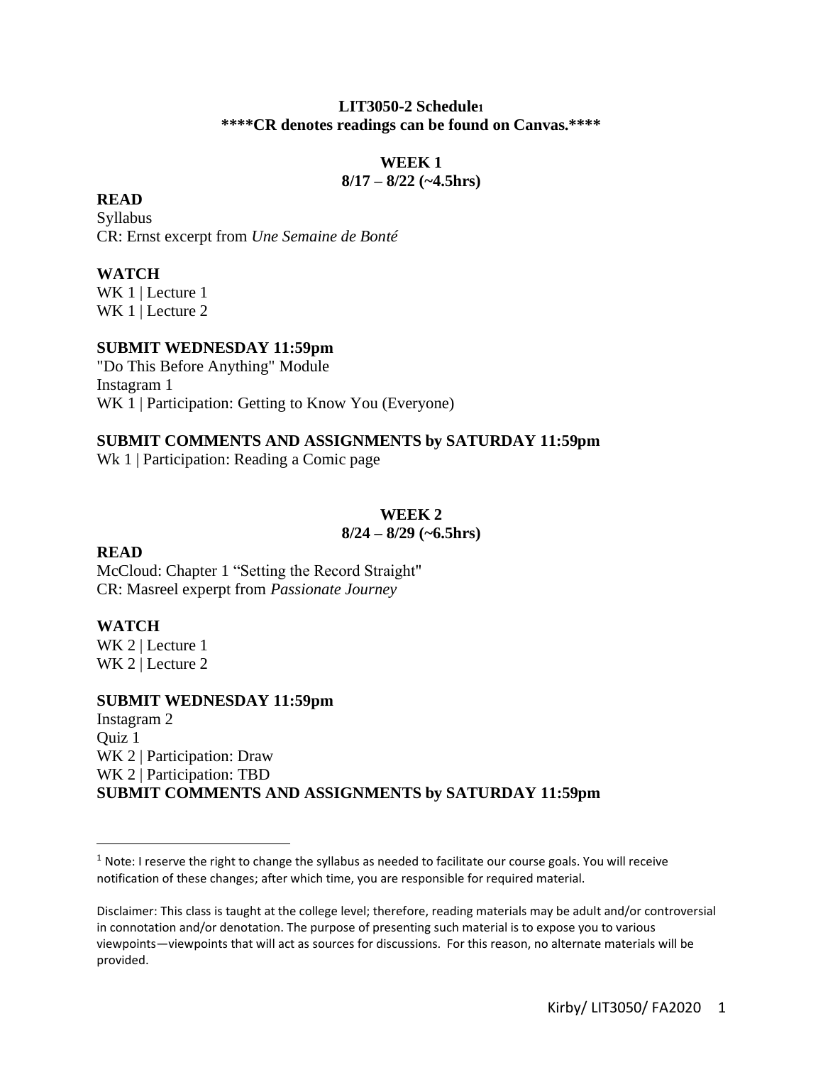# LIT3050-2 Schedule[1]

**\*\*\*\*CR denotes readings can be found on Canvas.\*\*\*\***

## WEEK 1

**8/17 – 8/22 (~4.5hrs)**

### READ

Syllabus
CR: Ernst excerpt from *Une Semaine de Bonté*

### WATCH

WK 1 | Lecture 1
WK 1 | Lecture 2

### SUBMIT WEDNESDAY 11:59pm

"Do This Before Anything" Module
Instagram 1
WK 1 | Participation: Getting to Know You (Everyone)

### SUBMIT COMMENTS AND ASSIGNMENTS by SATURDAY 11:59pm

Wk 1 | Participation: Reading a Comic page

## WEEK 2

**8/24 – 8/29 (~6.5hrs)**

### READ

McCloud: Chapter 1 "Setting the Record Straight"
CR: Masreel experpt from *Passionate Journey*

### WATCH

WK 2 | Lecture 1
WK 2 | Lecture 2

### SUBMIT WEDNESDAY 11:59pm

Instagram 2
Quiz 1
WK 2 | Participation: Draw
WK 2 | Participation: TBD

### SUBMIT COMMENTS AND ASSIGNMENTS by SATURDAY 11:59pm

---

[1] Note: I reserve the right to change the syllabus as needed to facilitate our course goals. You will receive notification of these changes; after which time, you are responsible for required material.

Disclaimer: This class is taught at the college level; therefore, reading materials may be adult and/or controversial in connotation and/or denotation. The purpose of presenting such material is to expose you to various viewpoints—viewpoints that will act as sources for discussions. For this reason, no alternate materials will be provided.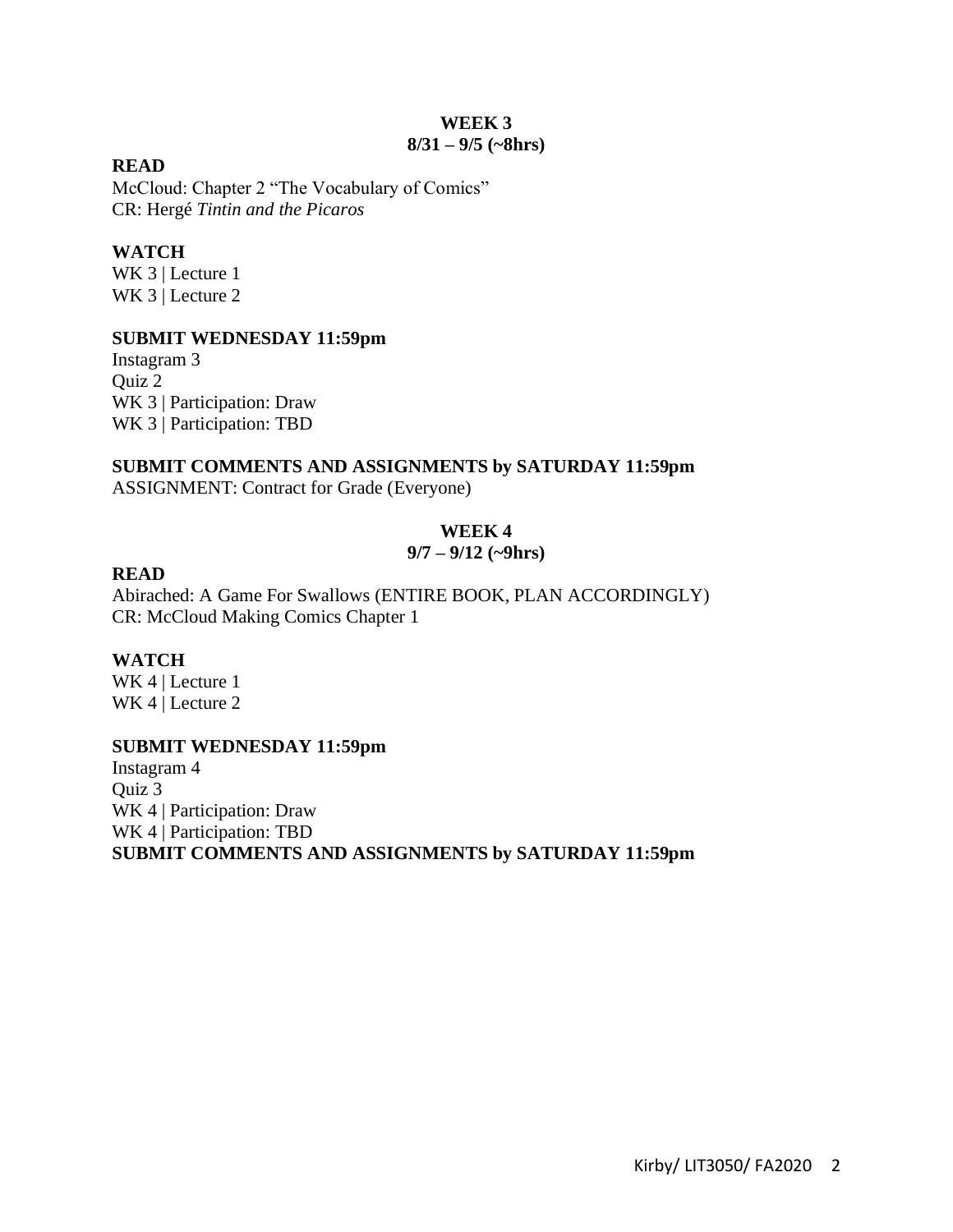## WEEK 3
**8/31 – 9/5 (~8hrs)**

**READ**

McCloud: Chapter 2 "The Vocabulary of Comics"
CR: Hergé *Tintin and the Picaros*

**WATCH**

WK 3 | Lecture 1
WK 3 | Lecture 2

**SUBMIT WEDNESDAY 11:59pm**

Instagram 3
Quiz 2
WK 3 | Participation: Draw
WK 3 | Participation: TBD

**SUBMIT COMMENTS AND ASSIGNMENTS by SATURDAY 11:59pm**

ASSIGNMENT: Contract for Grade (Everyone)

## WEEK 4
**9/7 – 9/12 (~9hrs)**

**READ**

Abirached: A Game For Swallows (ENTIRE BOOK, PLAN ACCORDINGLY)
CR: McCloud Making Comics Chapter 1

**WATCH**

WK 4 | Lecture 1
WK 4 | Lecture 2

**SUBMIT WEDNESDAY 11:59pm**

Instagram 4
Quiz 3
WK 4 | Participation: Draw
WK 4 | Participation: TBD

**SUBMIT COMMENTS AND ASSIGNMENTS by SATURDAY 11:59pm**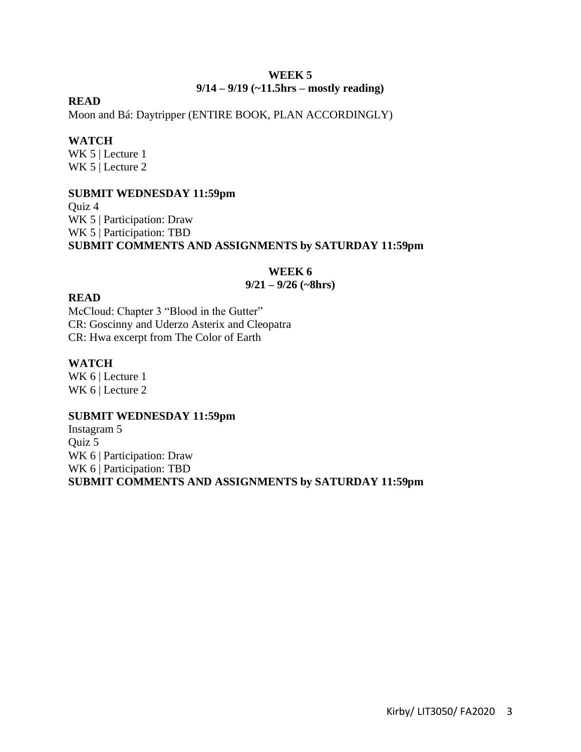## WEEK 5
### 9/14 – 9/19 (~11.5hrs – mostly reading)

**READ**

Moon and Bá: Daytripper (ENTIRE BOOK, PLAN ACCORDINGLY)

**WATCH**

WK 5 | Lecture 1
WK 5 | Lecture 2

**SUBMIT WEDNESDAY 11:59pm**

Quiz 4
WK 5 | Participation: Draw
WK 5 | Participation: TBD

**SUBMIT COMMENTS AND ASSIGNMENTS by SATURDAY 11:59pm**

## WEEK 6
### 9/21 – 9/26 (~8hrs)

**READ**

McCloud: Chapter 3 "Blood in the Gutter"
CR: Goscinny and Uderzo Asterix and Cleopatra
CR: Hwa excerpt from The Color of Earth

**WATCH**

WK 6 | Lecture 1
WK 6 | Lecture 2

**SUBMIT WEDNESDAY 11:59pm**

Instagram 5
Quiz 5
WK 6 | Participation: Draw
WK 6 | Participation: TBD

**SUBMIT COMMENTS AND ASSIGNMENTS by SATURDAY 11:59pm**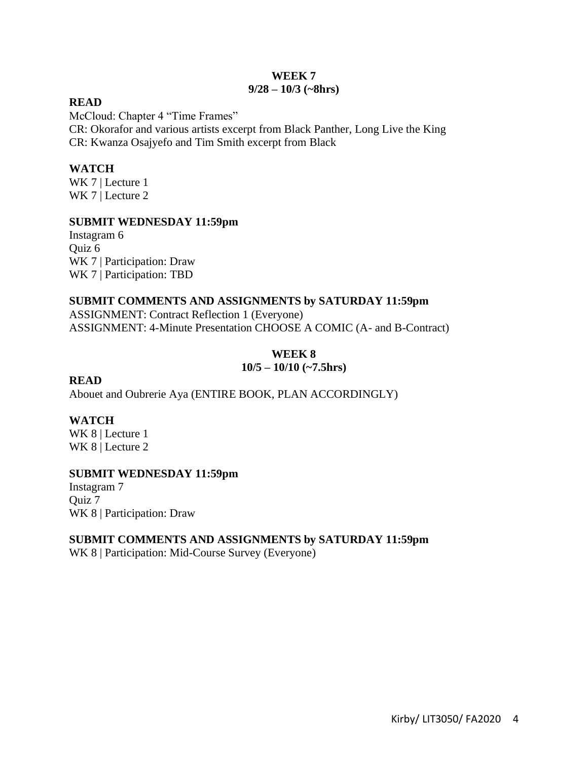## WEEK 7
## 9/28 – 10/3 (~8hrs)

**READ**

McCloud: Chapter 4 "Time Frames"
CR: Okorafor and various artists excerpt from Black Panther, Long Live the King
CR: Kwanza Osajyefo and Tim Smith excerpt from Black

**WATCH**

WK 7 | Lecture 1
WK 7 | Lecture 2

**SUBMIT WEDNESDAY 11:59pm**

Instagram 6
Quiz 6
WK 7 | Participation: Draw
WK 7 | Participation: TBD

**SUBMIT COMMENTS AND ASSIGNMENTS by SATURDAY 11:59pm**

ASSIGNMENT: Contract Reflection 1 (Everyone)
ASSIGNMENT: 4-Minute Presentation CHOOSE A COMIC (A- and B-Contract)

## WEEK 8
## 10/5 – 10/10 (~7.5hrs)

**READ**

Abouet and Oubrerie Aya (ENTIRE BOOK, PLAN ACCORDINGLY)

**WATCH**

WK 8 | Lecture 1
WK 8 | Lecture 2

**SUBMIT WEDNESDAY 11:59pm**

Instagram 7
Quiz 7
WK 8 | Participation: Draw

**SUBMIT COMMENTS AND ASSIGNMENTS by SATURDAY 11:59pm**

WK 8 | Participation: Mid-Course Survey (Everyone)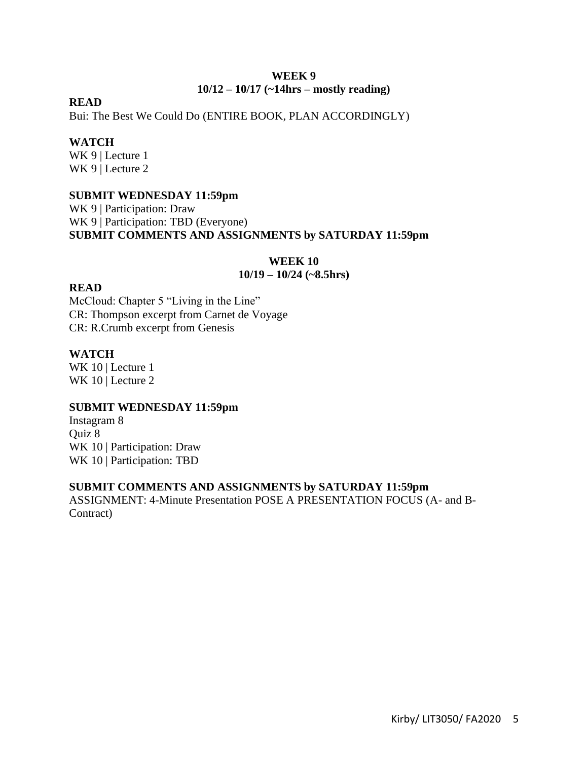## WEEK 9

**10/12 – 10/17 (~14hrs – mostly reading)**

**READ**

Bui: The Best We Could Do (ENTIRE BOOK, PLAN ACCORDINGLY)

**WATCH**

WK 9 | Lecture 1
WK 9 | Lecture 2

**SUBMIT WEDNESDAY 11:59pm**

WK 9 | Participation: Draw
WK 9 | Participation: TBD (Everyone)

**SUBMIT COMMENTS AND ASSIGNMENTS by SATURDAY 11:59pm**

## WEEK 10

**10/19 – 10/24 (~8.5hrs)**

**READ**

McCloud: Chapter 5 "Living in the Line"
CR: Thompson excerpt from Carnet de Voyage
CR: R.Crumb excerpt from Genesis

**WATCH**

WK 10 | Lecture 1
WK 10 | Lecture 2

**SUBMIT WEDNESDAY 11:59pm**

Instagram 8
Quiz 8
WK 10 | Participation: Draw
WK 10 | Participation: TBD

**SUBMIT COMMENTS AND ASSIGNMENTS by SATURDAY 11:59pm**

ASSIGNMENT: 4-Minute Presentation POSE A PRESENTATION FOCUS (A- and B-Contract)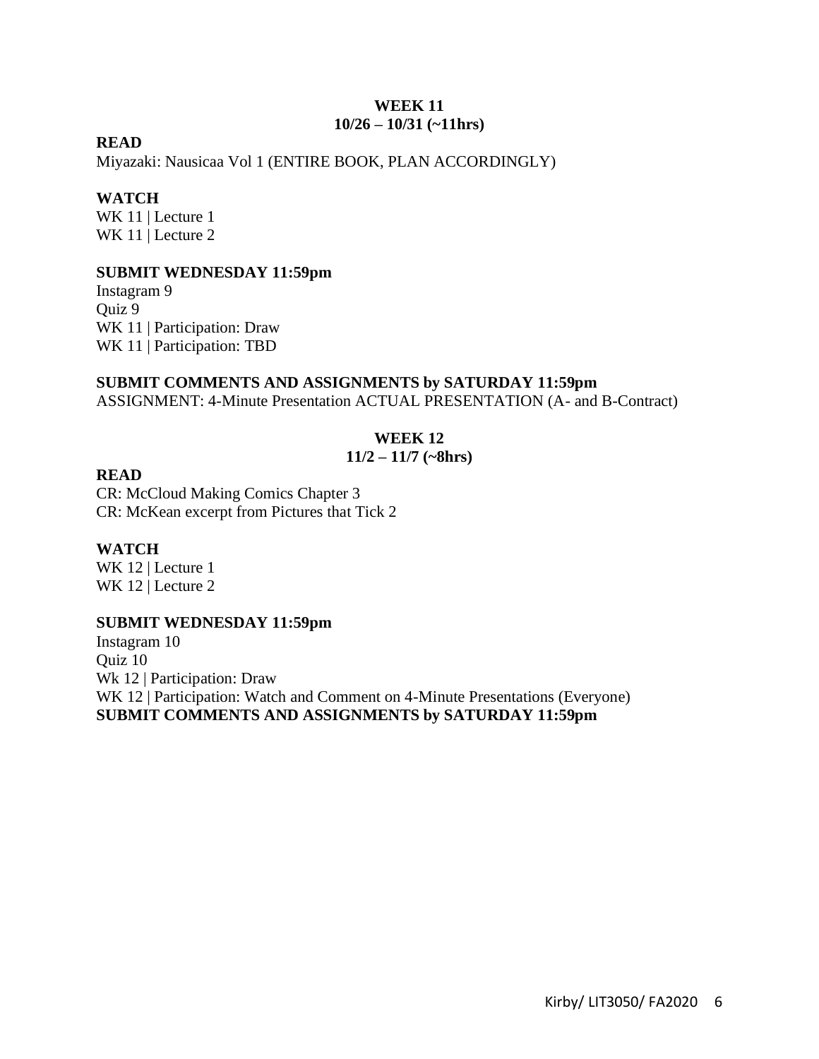## WEEK 11
## 10/26 – 10/31 (~11hrs)

**READ**

Miyazaki: Nausicaa Vol 1 (ENTIRE BOOK, PLAN ACCORDINGLY)

**WATCH**

WK 11 | Lecture 1
WK 11 | Lecture 2

**SUBMIT WEDNESDAY 11:59pm**

Instagram 9
Quiz 9
WK 11 | Participation: Draw
WK 11 | Participation: TBD

**SUBMIT COMMENTS AND ASSIGNMENTS by SATURDAY 11:59pm**

ASSIGNMENT: 4-Minute Presentation ACTUAL PRESENTATION (A- and B-Contract)

## WEEK 12
## 11/2 – 11/7 (~8hrs)

**READ**

CR: McCloud Making Comics Chapter 3
CR: McKean excerpt from Pictures that Tick 2

**WATCH**

WK 12 | Lecture 1
WK 12 | Lecture 2

**SUBMIT WEDNESDAY 11:59pm**

Instagram 10
Quiz 10
Wk 12 | Participation: Draw
WK 12 | Participation: Watch and Comment on 4-Minute Presentations (Everyone)

**SUBMIT COMMENTS AND ASSIGNMENTS by SATURDAY 11:59pm**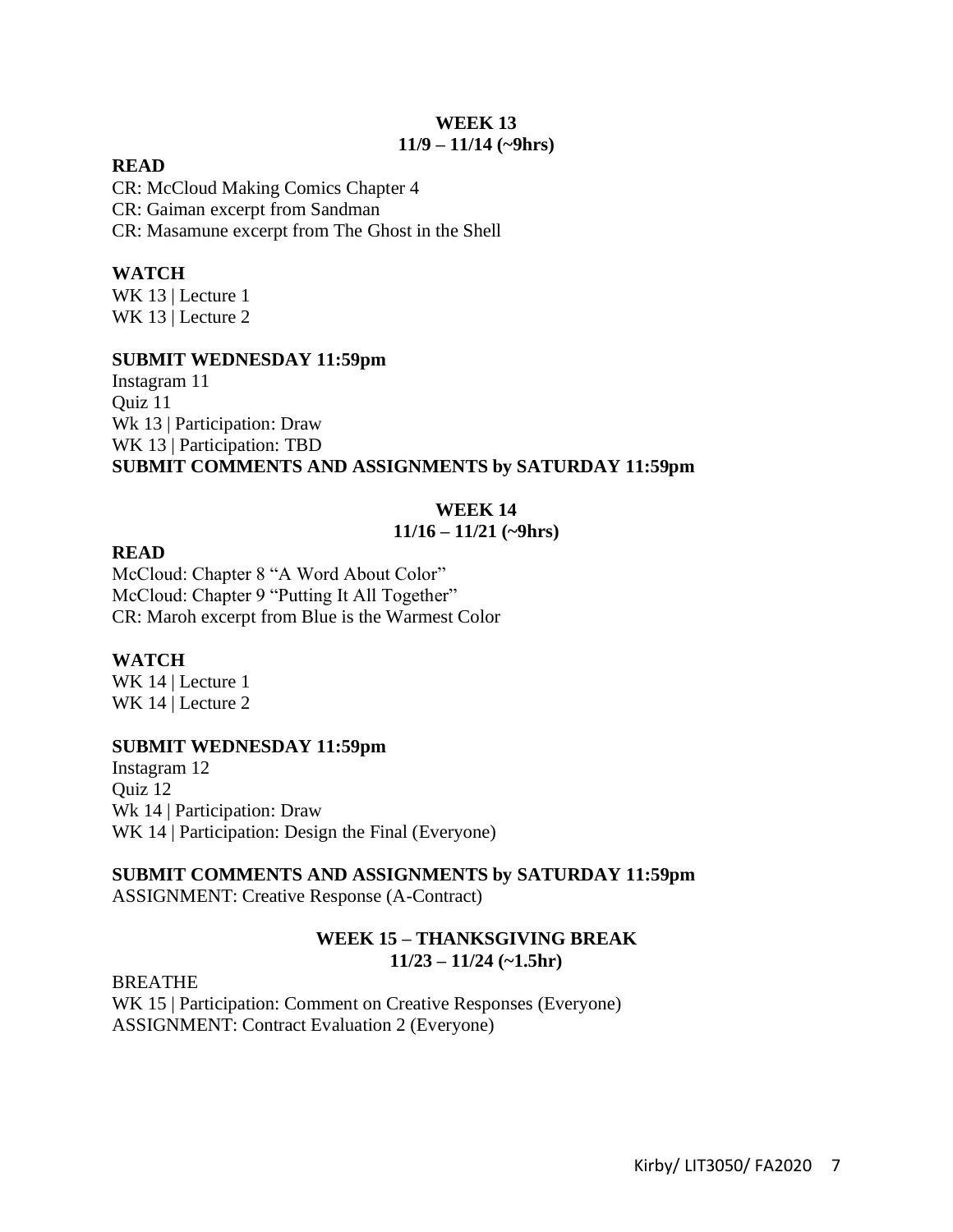## WEEK 13
## 11/9 – 11/14 (~9hrs)

**READ**

CR: McCloud Making Comics Chapter 4
CR: Gaiman excerpt from Sandman
CR: Masamune excerpt from The Ghost in the Shell

**WATCH**

WK 13 | Lecture 1
WK 13 | Lecture 2

**SUBMIT WEDNESDAY 11:59pm**

Instagram 11
Quiz 11
Wk 13 | Participation: Draw
WK 13 | Participation: TBD

**SUBMIT COMMENTS AND ASSIGNMENTS by SATURDAY 11:59pm**

## WEEK 14
## 11/16 – 11/21 (~9hrs)

**READ**

McCloud: Chapter 8 "A Word About Color"
McCloud: Chapter 9 "Putting It All Together"
CR: Maroh excerpt from Blue is the Warmest Color

**WATCH**

WK 14 | Lecture 1
WK 14 | Lecture 2

**SUBMIT WEDNESDAY 11:59pm**

Instagram 12
Quiz 12
Wk 14 | Participation: Draw
WK 14 | Participation: Design the Final (Everyone)

**SUBMIT COMMENTS AND ASSIGNMENTS by SATURDAY 11:59pm**

ASSIGNMENT: Creative Response (A-Contract)

## WEEK 15 – THANKSGIVING BREAK
## 11/23 – 11/24 (~1.5hr)

BREATHE
WK 15 | Participation: Comment on Creative Responses (Everyone)
ASSIGNMENT: Contract Evaluation 2 (Everyone)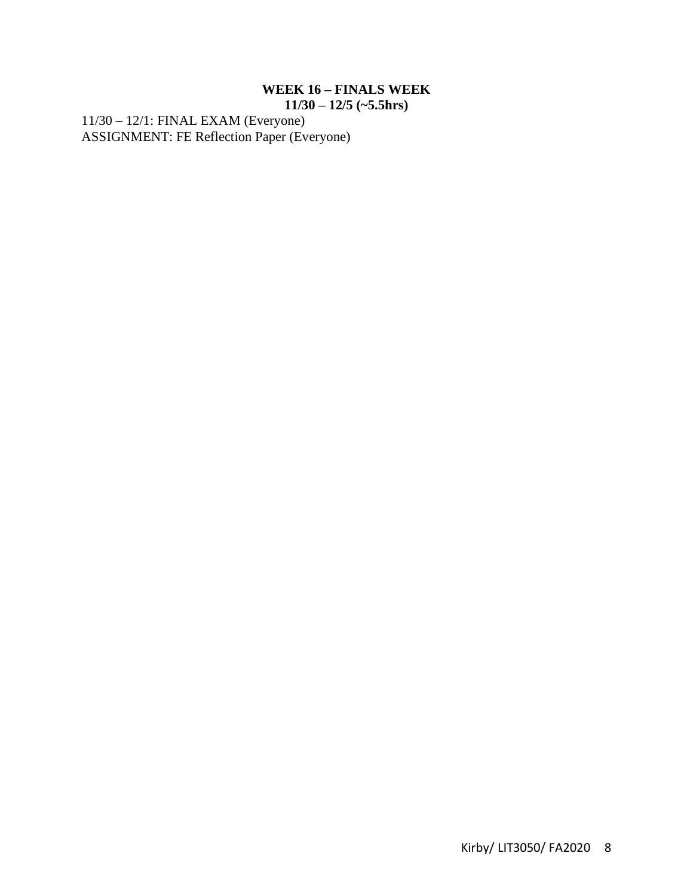**WEEK 16 – FINALS WEEK**
**11/30 – 12/5 (~5.5hrs)**

11/30 – 12/1: FINAL EXAM (Everyone)
ASSIGNMENT: FE Reflection Paper (Everyone)